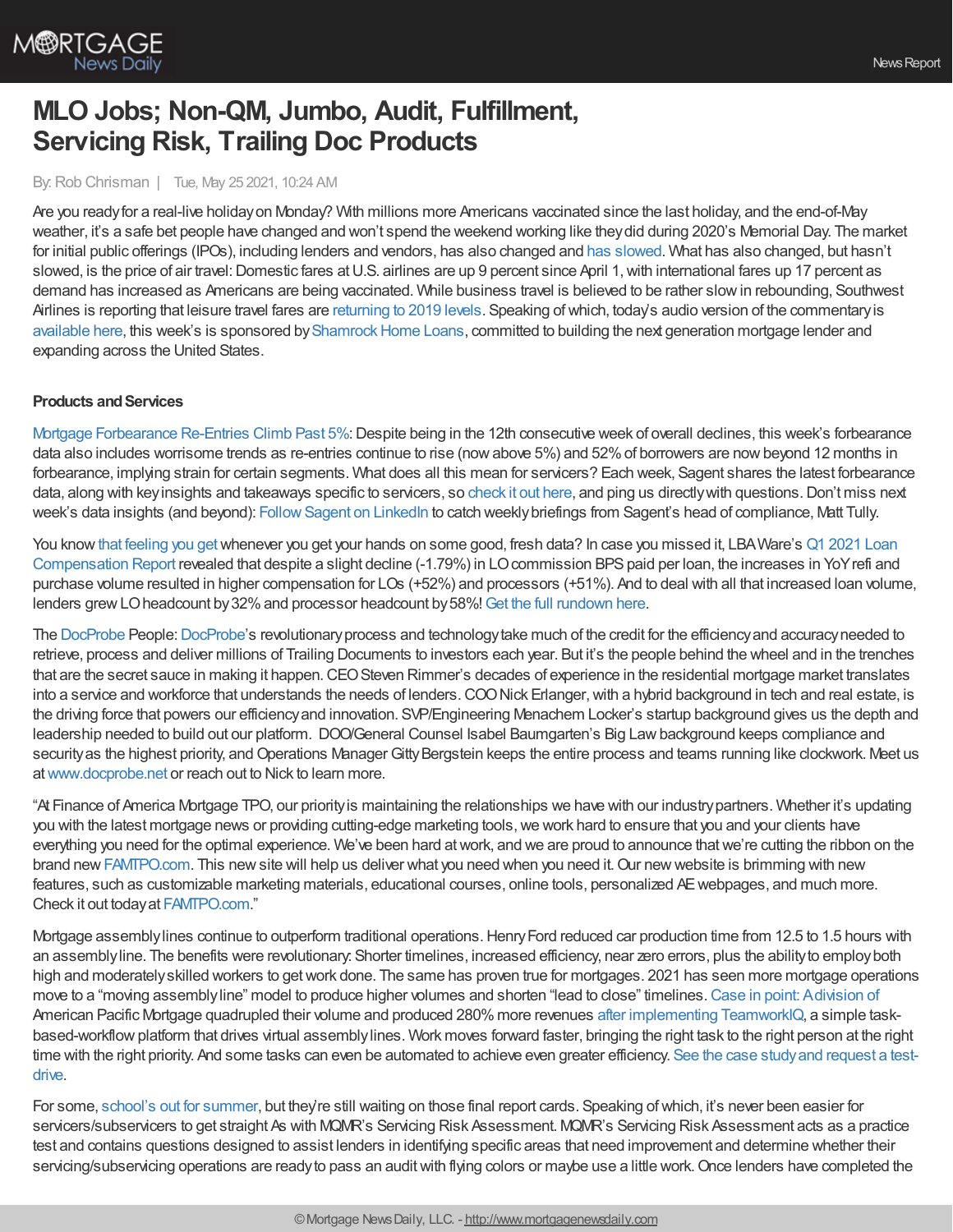# MLO Jobs; Non-QM, Jumbo, Audit, Fulfillment, Servicing Risk, Trailing Doc Products

By: Rob Chrisman | Tue, May 25 2021, 10:24 AM

Are you ready for a real-live holiday on Monday? With millions more Americans vaccinated since the last holiday, and the end-of-May weather, it's a safe bet people have changed and won't spend the weekend working like they did during 2020's Memorial Day. The market for initial public offerings (IPOs), including lenders and vendors, has also changed and has slowed. What has also changed, but hasn't slowed, is the price of air travel: Domestic fares at U.S. airlines are up 9 percent since April 1, with international fares up 17 percent as demand has increased as Americans are being vaccinated. While business travel is believed to be rather slow in rebounding, Southwest Airlines is reporting that leisure travel fares are returning to 2019 levels. Speaking of which, today's audio version of the commentary is available here, this week's is sponsored by Shamrock Home Loans, committed to building the next generation mortgage lender and expanding across the United States.

**Products and Services**

Mortgage Forbearance Re-Entries Climb Past 5%: Despite being in the 12th consecutive week of overall declines, this week's forbearance data also includes worrisome trends as re-entries continue to rise (now above 5%) and 52% of borrowers are now beyond 12 months in forbearance, implying strain for certain segments. What does all this mean for servicers? Each week, Sagent shares the latest forbearance data, along with key insights and takeaways specific to servicers, so check it out here, and ping us directly with questions. Don't miss next week's data insights (and beyond): Follow Sagent on LinkedIn to catch weekly briefings from Sagent's head of compliance, Matt Tully.

You know that feeling you get whenever you get your hands on some good, fresh data? In case you missed it, LBA Ware's Q1 2021 Loan Compensation Report revealed that despite a slight decline (-1.79%) in LO commission BPS paid per loan, the increases in YoY refi and purchase volume resulted in higher compensation for LOs (+52%) and processors (+51%). And to deal with all that increased loan volume, lenders grew LO headcount by 32% and processor headcount by 58%! Get the full rundown here.

The DocProbe People: DocProbe's revolutionary process and technology take much of the credit for the efficiency and accuracy needed to retrieve, process and deliver millions of Trailing Documents to investors each year. But it's the people behind the wheel and in the trenches that are the secret sauce in making it happen. CEO Steven Rimmer's decades of experience in the residential mortgage market translates into a service and workforce that understands the needs of lenders. COO Nick Erlanger, with a hybrid background in tech and real estate, is the driving force that powers our efficiency and innovation. SVP/Engineering Menachem Locker's startup background gives us the depth and leadership needed to build out our platform. DOO/General Counsel Isabel Baumgarten's Big Law background keeps compliance and security as the highest priority, and Operations Manager Gitty Bergstein keeps the entire process and teams running like clockwork. Meet us at www.docprobe.net or reach out to Nick to learn more.

"At Finance of America Mortgage TPO, our priority is maintaining the relationships we have with our industry partners. Whether it's updating you with the latest mortgage news or providing cutting-edge marketing tools, we work hard to ensure that you and your clients have everything you need for the optimal experience. We've been hard at work, and we are proud to announce that we're cutting the ribbon on the brand new FAMTPO.com. This new site will help us deliver what you need when you need it. Our new website is brimming with new features, such as customizable marketing materials, educational courses, online tools, personalized AE webpages, and much more. Check it out today at FAMTPO.com."

Mortgage assembly lines continue to outperform traditional operations. Henry Ford reduced car production time from 12.5 to 1.5 hours with an assembly line. The benefits were revolutionary: Shorter timelines, increased efficiency, near zero errors, plus the ability to employ both high and moderately skilled workers to get work done. The same has proven true for mortgages. 2021 has seen more mortgage operations move to a "moving assembly line" model to produce higher volumes and shorten "lead to close" timelines. Case in point: A division of American Pacific Mortgage quadrupled their volume and produced 280% more revenues after implementing TeamworkIQ, a simple task-based-workflow platform that drives virtual assembly lines. Work moves forward faster, bringing the right task to the right person at the right time with the right priority. And some tasks can even be automated to achieve even greater efficiency. See the case study and request a test-drive.

For some, school's out for summer, but they're still waiting on those final report cards. Speaking of which, it's never been easier for servicers/subservicers to get straight As with MQMR's Servicing Risk Assessment. MQMR's Servicing Risk Assessment acts as a practice test and contains questions designed to assist lenders in identifying specific areas that need improvement and determine whether their servicing/subservicing operations are ready to pass an audit with flying colors or maybe use a little work. Once lenders have completed the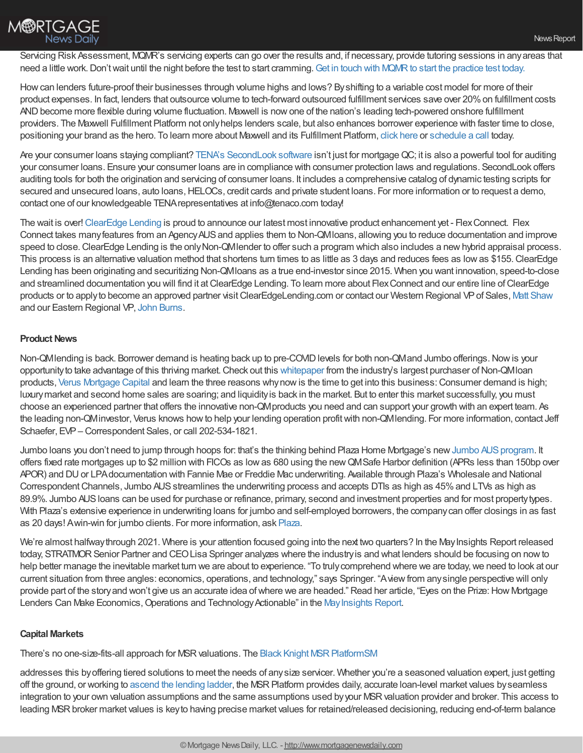Servicing Risk Assessment, MQMR's servicing experts can go over the results and, if necessary, provide tutoring sessions in any areas that need a little work. Don't wait until the night before the test to start cramming. Get in touch with MQMR to start the practice test today.

How can lenders future-proof their businesses through volume highs and lows? By shifting to a variable cost model for more of their product expenses. In fact, lenders that outsource volume to tech-forward outsourced fulfillment services save over 20% on fulfillment costs AND become more flexible during volume fluctuation. Maxwell is now one of the nation's leading tech-powered onshore fulfillment providers. The Maxwell Fulfillment Platform not only helps lenders scale, but also enhances borrower experience with faster time to close, positioning your brand as the hero. To learn more about Maxwell and its Fulfillment Platform, click here or schedule a call today.

Are your consumer loans staying compliant? TENA's SecondLook software isn't just for mortgage QC; it is also a powerful tool for auditing your consumer loans. Ensure your consumer loans are in compliance with consumer protection laws and regulations. SecondLook offers auditing tools for both the origination and servicing of consumer loans. It includes a comprehensive catalog of dynamic testing scripts for secured and unsecured loans, auto loans, HELOCs, credit cards and private student loans. For more information or to request a demo, contact one of our knowledgeable TENA representatives at info@tenaco.com today!

The wait is over! ClearEdge Lending is proud to announce our latest most innovative product enhancement yet - Flex Connect. Flex Connect takes many features from an Agency AUS and applies them to Non-QM loans, allowing you to reduce documentation and improve speed to close. ClearEdge Lending is the only Non-QM lender to offer such a program which also includes a new hybrid appraisal process. This process is an alternative valuation method that shortens turn times to as little as 3 days and reduces fees as low as $155. ClearEdge Lending has been originating and securitizing Non-QM loans as a true end-investor since 2015. When you want innovation, speed-to-close and streamlined documentation you will find it at ClearEdge Lending. To learn more about Flex Connect and our entire line of ClearEdge products or to apply to become an approved partner visit ClearEdgeLending.com or contact our Western Regional VP of Sales, Matt Shaw and our Eastern Regional VP, John Burns.

**Product News**

Non-QM lending is back. Borrower demand is heating back up to pre-COVID levels for both non-QM and Jumbo offerings. Now is your opportunity to take advantage of this thriving market. Check out this whitepaper from the industry's largest purchaser of Non-QM loan products, Verus Mortgage Capital and learn the three reasons why now is the time to get into this business: Consumer demand is high; luxury market and second home sales are soaring; and liquidity is back in the market. But to enter this market successfully, you must choose an experienced partner that offers the innovative non-QM products you need and can support your growth with an expert team. As the leading non-QM investor, Verus knows how to help your lending operation profit with non-QM lending. For more information, contact Jeff Schaefer, EVP – Correspondent Sales, or call 202-534-1821.

Jumbo loans you don't need to jump through hoops for: that's the thinking behind Plaza Home Mortgage's new Jumbo AUS program. It offers fixed rate mortgages up to $2 million with FICOs as low as 680 using the new QM Safe Harbor definition (APRs less than 150bp over APOR) and DU or LPA documentation with Fannie Mae or Freddie Mac underwriting. Available through Plaza's Wholesale and National Correspondent Channels, Jumbo AUS streamlines the underwriting process and accepts DTIs as high as 45% and LTVs as high as 89.9%. Jumbo AUS loans can be used for purchase or refinance, primary, second and investment properties and for most property types. With Plaza's extensive experience in underwriting loans for jumbo and self-employed borrowers, the company can offer closings in as fast as 20 days! A win-win for jumbo clients. For more information, ask Plaza.

We're almost halfway through 2021. Where is your attention focused going into the next two quarters? In the May Insights Report released today, STRATMOR Senior Partner and CEO Lisa Springer analyzes where the industry is and what lenders should be focusing on now to help better manage the inevitable market turn we are about to experience. "To truly comprehend where we are today, we need to look at our current situation from three angles: economics, operations, and technology," says Springer. "A view from any single perspective will only provide part of the story and won't give us an accurate idea of where we are headed." Read her article, "Eyes on the Prize: How Mortgage Lenders Can Make Economics, Operations and Technology Actionable" in the May Insights Report.

**Capital Markets**

There's no one-size-fits-all approach for MSR valuations. The Black Knight MSR PlatformSM

addresses this by offering tiered solutions to meet the needs of any size servicer. Whether you're a seasoned valuation expert, just getting off the ground, or working to ascend the lending ladder, the MSR Platform provides daily, accurate loan-level market values by seamless integration to your own valuation assumptions and the same assumptions used by your MSR valuation provider and broker. This access to leading MSR broker market values is key to having precise market values for retained/released decisioning, reducing end-of-term balance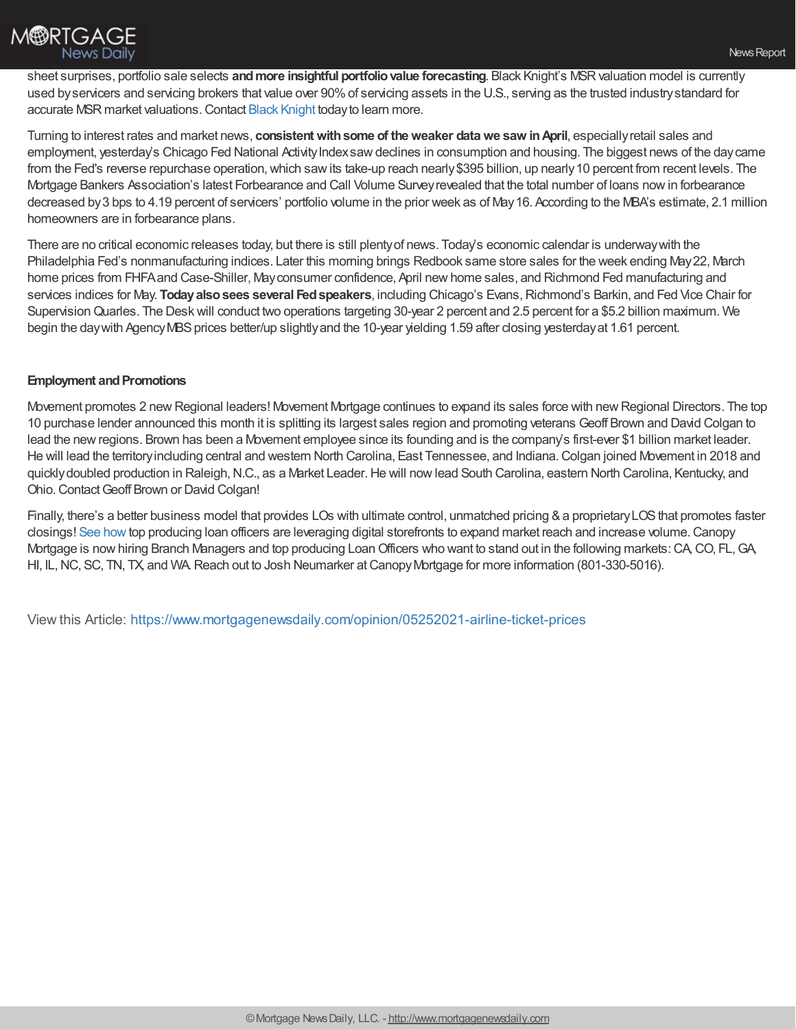sheet surprises, portfolio sale selects **and more insightful portfolio value forecasting**. Black Knight's MSR valuation model is currently used by servicers and servicing brokers that value over 90% of servicing assets in the U.S., serving as the trusted industry standard for accurate MSR market valuations. Contact Black Knight today to learn more.

Turning to interest rates and market news, **consistent with some of the weaker data we saw in April**, especially retail sales and employment, yesterday's Chicago Fed National Activity Index saw declines in consumption and housing. The biggest news of the day came from the Fed's reverse repurchase operation, which saw its take-up reach nearly $395 billion, up nearly 10 percent from recent levels. The Mortgage Bankers Association's latest Forbearance and Call Volume Survey revealed that the total number of loans now in forbearance decreased by 3 bps to 4.19 percent of servicers' portfolio volume in the prior week as of May 16. According to the MBA's estimate, 2.1 million homeowners are in forbearance plans.

There are no critical economic releases today, but there is still plenty of news. Today's economic calendar is underway with the Philadelphia Fed's nonmanufacturing indices. Later this morning brings Redbook same store sales for the week ending May 22, March home prices from FHFA and Case-Shiller, May consumer confidence, April new home sales, and Richmond Fed manufacturing and services indices for May. **Today also sees several Fed speakers**, including Chicago's Evans, Richmond's Barkin, and Fed Vice Chair for Supervision Quarles. The Desk will conduct two operations targeting 30-year 2 percent and 2.5 percent for a $5.2 billion maximum. We begin the day with Agency MBS prices better/up slightly and the 10-year yielding 1.59 after closing yesterday at 1.61 percent.

**Employment and Promotions**

Movement promotes 2 new Regional leaders! Movement Mortgage continues to expand its sales force with new Regional Directors. The top 10 purchase lender announced this month it is splitting its largest sales region and promoting veterans Geoff Brown and David Colgan to lead the new regions. Brown has been a Movement employee since its founding and is the company's first-ever $1 billion market leader. He will lead the territory including central and western North Carolina, East Tennessee, and Indiana. Colgan joined Movement in 2018 and quickly doubled production in Raleigh, N.C., as a Market Leader. He will now lead South Carolina, eastern North Carolina, Kentucky, and Ohio. Contact Geoff Brown or David Colgan!

Finally, there's a better business model that provides LOs with ultimate control, unmatched pricing & a proprietary LOS that promotes faster closings! See how top producing loan officers are leveraging digital storefronts to expand market reach and increase volume. Canopy Mortgage is now hiring Branch Managers and top producing Loan Officers who want to stand out in the following markets: CA, CO, FL, GA, HI, IL, NC, SC, TN, TX, and WA. Reach out to Josh Neumarker at Canopy Mortgage for more information (801-330-5016).

View this Article: https://www.mortgagenewsdaily.com/opinion/05252021-airline-ticket-prices